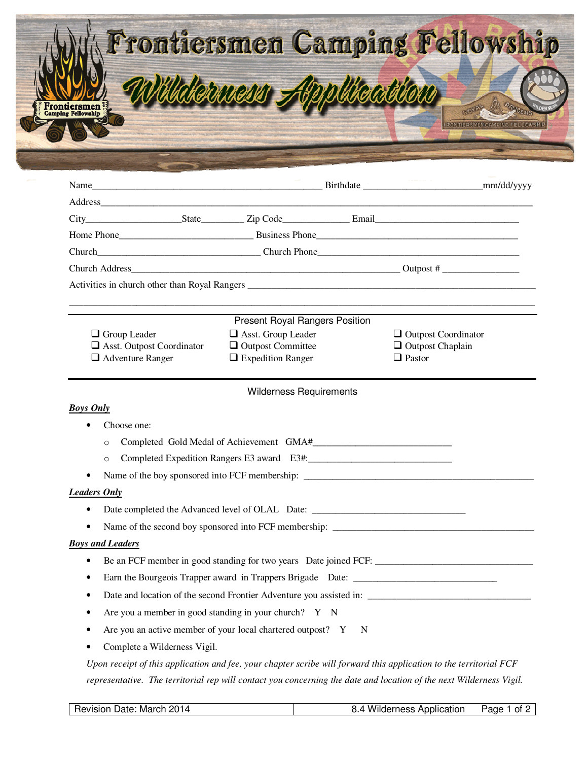# Frontiersmen Camping Fellowship

## Wilderness Application

Name_______________________________________________ Birthdate ________________________mm/dd/yyyy

Address_______________________________________________________________________________________

City___________________State_________ Zip Code_____________ Email_____________________________

Home Phone___________________________ Business Phone__________________________________________

Church_________________________________ Church Phone__________________________________________

Church Address______________________________________________________ Outpost # ________________

Activities in church other than Royal Rangers ____________________________________________________________

_______________________________________________________________________________________________

### Present Royal Rangers Position

- ❑ Group Leader
- ❑ Asst. Group Leader
- ❑ Outpost Coordinator
- ❑ Asst. Outpost Coordinator
- ❑ Outpost Committee
- ❑ Outpost Chaplain
- ❑ Adventure Ranger
- ❑ Expedition Ranger
- ❑ Pastor

### Wilderness Requirements

***Boys Only***

- Choose one:
  - Completed Gold Medal of Achievement GMA#____________________________
  - Completed Expedition Rangers E3 award E3#:____________________________
- Name of the boy sponsored into FCF membership: _______________________________________________

***Leaders Only***

- Date completed the Advanced level of OLAL Date: _________________________________
- Name of the second boy sponsored into FCF membership: ___________________________________________

***Boys and Leaders***

- Be an FCF member in good standing for two years Date joined FCF: _________________________________
- Earn the Bourgeois Trapper award in Trappers Brigade Date: ______________________________
- Date and location of the second Frontier Adventure you assisted in: __________________________________
- Are you a member in good standing in your church? Y N
- Are you an active member of your local chartered outpost? Y N
- Complete a Wilderness Vigil.

*Upon receipt of this application and fee, your chapter scribe will forward this application to the territorial FCF representative. The territorial rep will contact you concerning the date and location of the next Wilderness Vigil.*

| Revision Date: March 2014 | 8.4 Wilderness Application |
|---|---|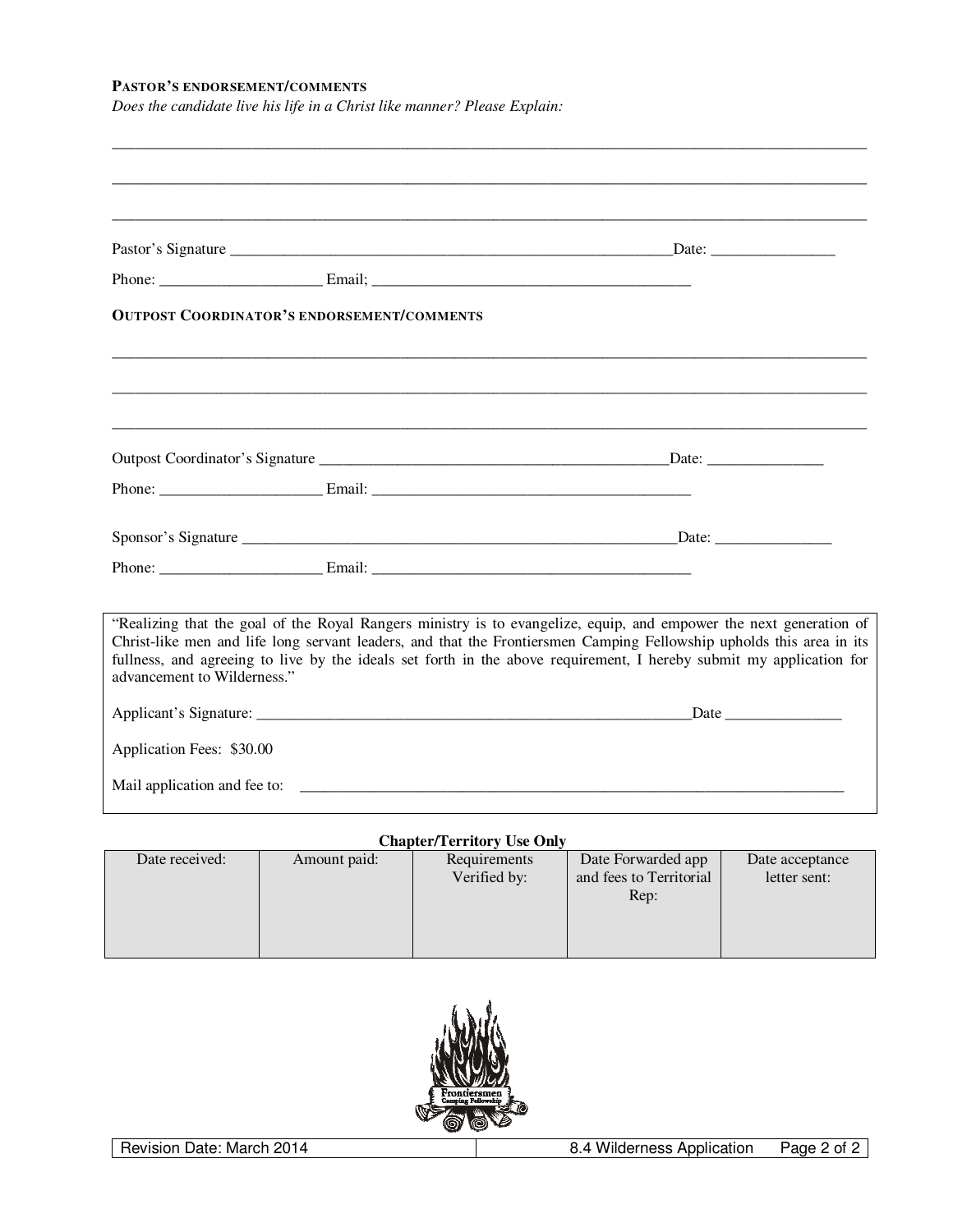**PASTOR'S ENDORSEMENT/COMMENTS**

*Does the candidate live his life in a Christ like manner? Please Explain:*

_______________________________________________________________________________________________

_______________________________________________________________________________________________

_______________________________________________________________________________________________

Pastor's Signature _______________________________________________________Date: ________________

Phone: _____________________ Email; __________________________________________

**OUTPOST COORDINATOR'S ENDORSEMENT/COMMENTS**

_______________________________________________________________________________________________

_______________________________________________________________________________________________

_______________________________________________________________________________________________

Outpost Coordinator's Signature _____________________________________________Date: _______________

Phone: _____________________ Email: __________________________________________

Sponsor's Signature ______________________________________________________Date: _______________

Phone: _____________________ Email: __________________________________________

"Realizing that the goal of the Royal Rangers ministry is to evangelize, equip, and empower the next generation of Christ-like men and life long servant leaders, and that the Frontiersmen Camping Fellowship upholds this area in its fullness, and agreeing to live by the ideals set forth in the above requirement, I hereby submit my application for advancement to Wilderness."

Applicant's Signature: _______________________________________________________Date _______________

Application Fees: $30.00

Mail application and fee to: __________________________________________________________________

**Chapter/Territory Use Only**

| Date received: | Amount paid: | Requirements Verified by: | Date Forwarded app and fees to Territorial Rep: | Date acceptance letter sent: |
| --- | --- | --- | --- | --- |
| | | | | |

Frontiersmen Camping Fellowship

Revision Date: March 2014 | 8.4 Wilderness Application